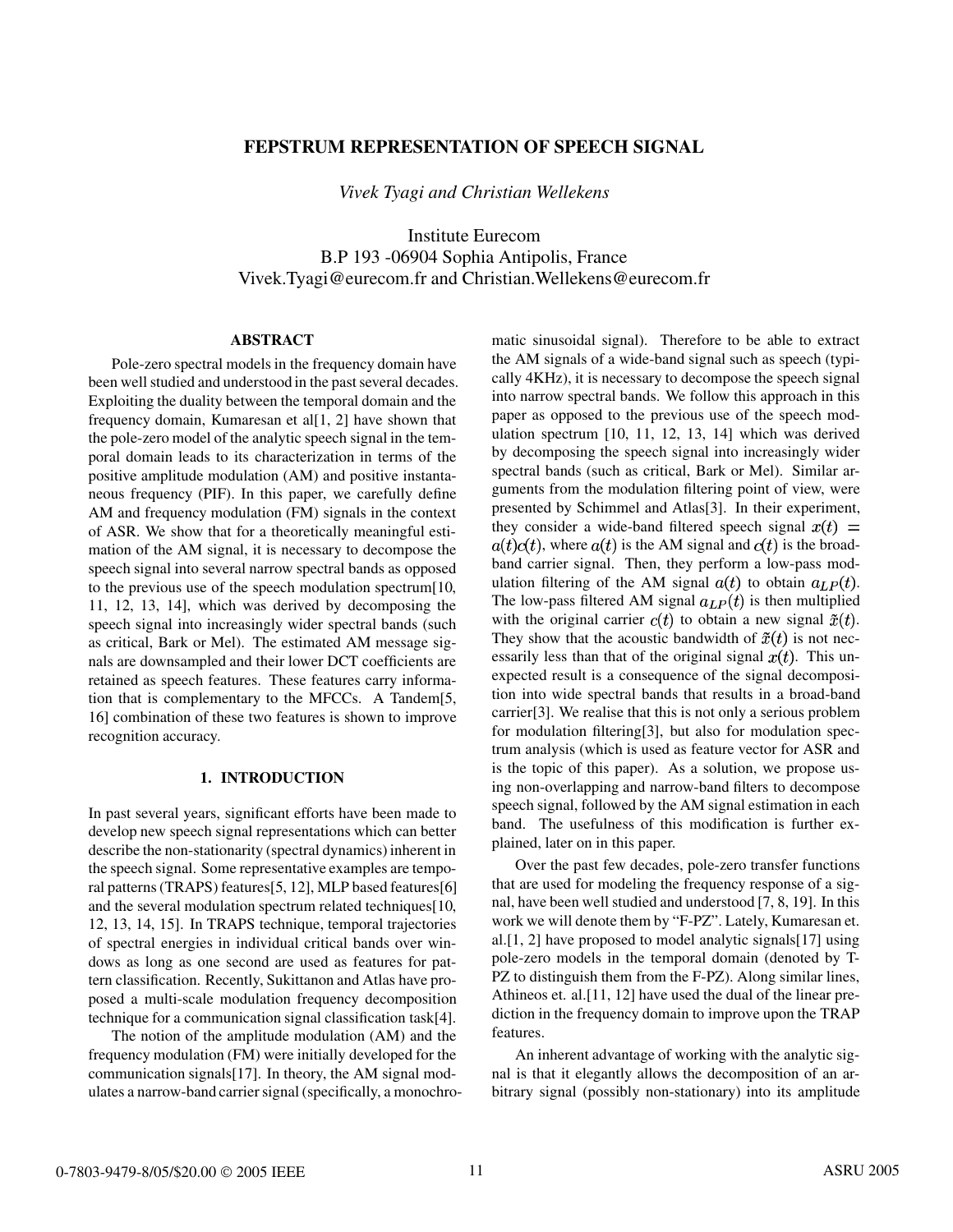# FEPSTRUM REPRESENTATION OF SPEECH SIGNAL

*Vivek Tyagi and Christian Wellekens*

Institute Eurecom
B.P 193 -06904 Sophia Antipolis, France
Vivek.Tyagi@eurecom.fr and Christian.Wellekens@eurecom.fr

## ABSTRACT

Pole-zero spectral models in the frequency domain have been well studied and understood in the past several decades. Exploiting the duality between the temporal domain and the frequency domain, Kumaresan et al[1, 2] have shown that the pole-zero model of the analytic speech signal in the temporal domain leads to its characterization in terms of the positive amplitude modulation (AM) and positive instantaneous frequency (PIF). In this paper, we carefully define AM and frequency modulation (FM) signals in the context of ASR. We show that for a theoretically meaningful estimation of the AM signal, it is necessary to decompose the speech signal into several narrow spectral bands as opposed to the previous use of the speech modulation spectrum[10, 11, 12, 13, 14], which was derived by decomposing the speech signal into increasingly wider spectral bands (such as critical, Bark or Mel). The estimated AM message signals are downsampled and their lower DCT coefficients are retained as speech features. These features carry information that is complementary to the MFCCs. A Tandem[5, 16] combination of these two features is shown to improve recognition accuracy.

## 1. INTRODUCTION

In past several years, significant efforts have been made to develop new speech signal representations which can better describe the non-stationarity (spectral dynamics) inherent in the speech signal. Some representative examples are temporal patterns (TRAPS) features[5, 12], MLP based features[6] and the several modulation spectrum related techniques[10, 12, 13, 14, 15]. In TRAPS technique, temporal trajectories of spectral energies in individual critical bands over windows as long as one second are used as features for pattern classification. Recently, Sukittanon and Atlas have proposed a multi-scale modulation frequency decomposition technique for a communication signal classification task[4].

The notion of the amplitude modulation (AM) and the frequency modulation (FM) were initially developed for the communication signals[17]. In theory, the AM signal modulates a narrow-band carrier signal (specifically, a monochromatic sinusoidal signal). Therefore to be able to extract the AM signals of a wide-band signal such as speech (typically 4KHz), it is necessary to decompose the speech signal into narrow spectral bands. We follow this approach in this paper as opposed to the previous use of the speech modulation spectrum [10, 11, 12, 13, 14] which was derived by decomposing the speech signal into increasingly wider spectral bands (such as critical, Bark or Mel). Similar arguments from the modulation filtering point of view, were presented by Schimmel and Atlas[3]. In their experiment, they consider a wide-band filtered speech signal $x(t) = a(t)c(t)$, where $a(t)$ is the AM signal and $c(t)$ is the broad-band carrier signal. Then, they perform a low-pass modulation filtering of the AM signal $a(t)$ to obtain $a_{LP}(t)$. The low-pass filtered AM signal $a_{LP}(t)$ is then multiplied with the original carrier $c(t)$ to obtain a new signal $\tilde{x}(t)$. They show that the acoustic bandwidth of $\tilde{x}(t)$ is not necessarily less than that of the original signal $x(t)$. This unexpected result is a consequence of the signal decomposition into wide spectral bands that results in a broad-band carrier[3]. We realise that this is not only a serious problem for modulation filtering[3], but also for modulation spectrum analysis (which is used as feature vector for ASR and is the topic of this paper). As a solution, we propose using non-overlapping and narrow-band filters to decompose speech signal, followed by the AM signal estimation in each band. The usefulness of this modification is further explained, later on in this paper.

Over the past few decades, pole-zero transfer functions that are used for modeling the frequency response of a signal, have been well studied and understood [7, 8, 19]. In this work we will denote them by "F-PZ". Lately, Kumaresan et. al.[1, 2] have proposed to model analytic signals[17] using pole-zero models in the temporal domain (denoted by T-PZ to distinguish them from the F-PZ). Along similar lines, Athineos et. al.[11, 12] have used the dual of the linear prediction in the frequency domain to improve upon the TRAP features.

An inherent advantage of working with the analytic signal is that it elegantly allows the decomposition of an arbitrary signal (possibly non-stationary) into its amplitude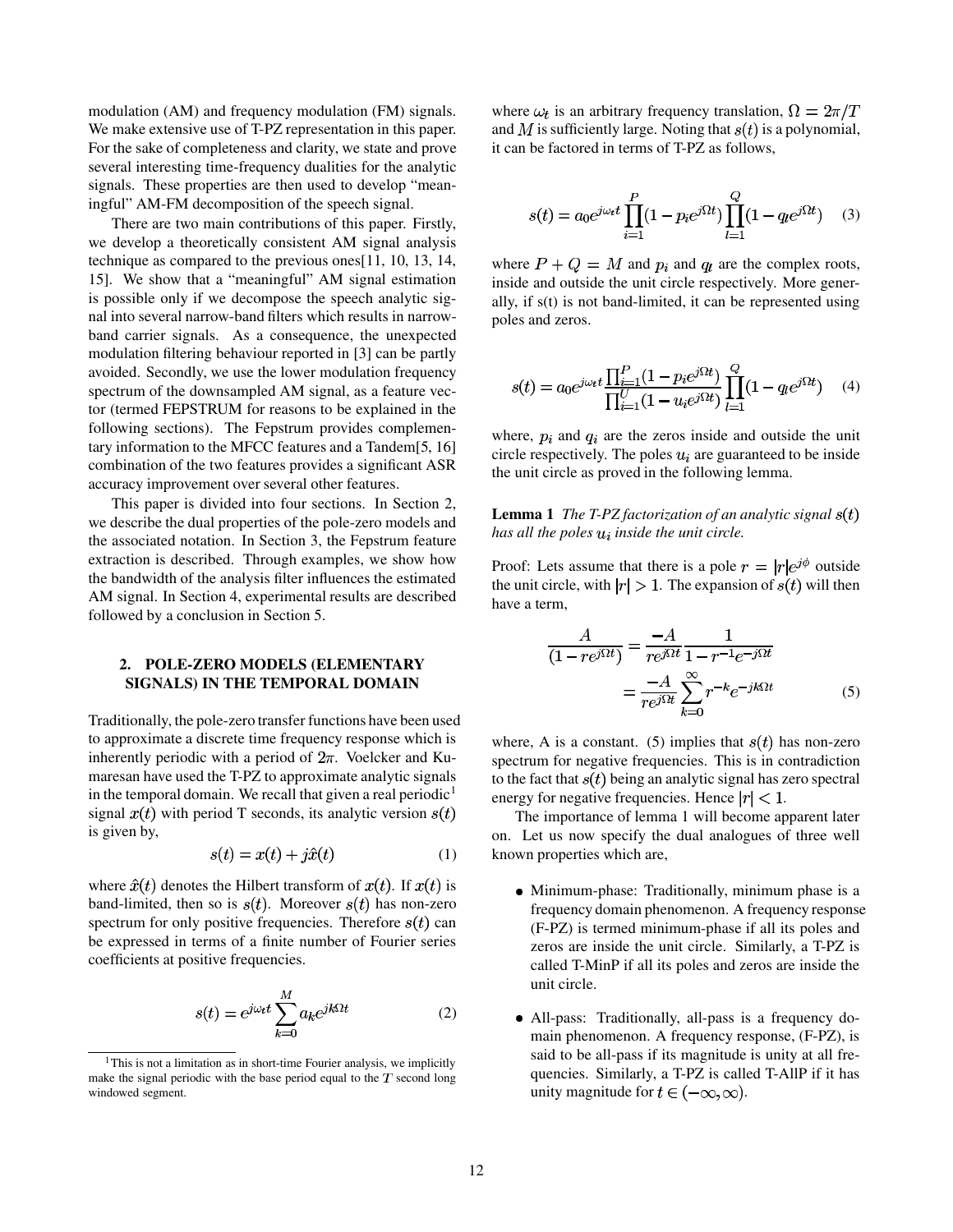modulation (AM) and frequency modulation (FM) signals. We make extensive use of T-PZ representation in this paper. For the sake of completeness and clarity, we state and prove several interesting time-frequency dualities for the analytic signals. These properties are then used to develop "meaningful" AM-FM decomposition of the speech signal.

There are two main contributions of this paper. Firstly, we develop a theoretically consistent AM signal analysis technique as compared to the previous ones[11, 10, 13, 14, 15]. We show that a "meaningful" AM signal estimation is possible only if we decompose the speech analytic signal into several narrow-band filters which results in narrow-band carrier signals. As a consequence, the unexpected modulation filtering behaviour reported in [3] can be partly avoided. Secondly, we use the lower modulation frequency spectrum of the downsampled AM signal, as a feature vector (termed FEPSTRUM for reasons to be explained in the following sections). The Fepstrum provides complementary information to the MFCC features and a Tandem[5, 16] combination of the two features provides a significant ASR accuracy improvement over several other features.

This paper is divided into four sections. In Section 2, we describe the dual properties of the pole-zero models and the associated notation. In Section 3, the Fepstrum feature extraction is described. Through examples, we show how the bandwidth of the analysis filter influences the estimated AM signal. In Section 4, experimental results are described followed by a conclusion in Section 5.

## 2. POLE-ZERO MODELS (ELEMENTARY SIGNALS) IN THE TEMPORAL DOMAIN

Traditionally, the pole-zero transfer functions have been used to approximate a discrete time frequency response which is inherently periodic with a period of $2\pi$. Voelcker and Kumaresan have used the T-PZ to approximate analytic signals in the temporal domain. We recall that given a real periodic[1] signal $x(t)$ with period T seconds, its analytic version $s(t)$ is given by,

$$s(t) = x(t) + j\hat{x}(t) \tag{1}$$

where $\hat{x}(t)$ denotes the Hilbert transform of $x(t)$. If $x(t)$ is band-limited, then so is $s(t)$. Moreover $s(t)$ has non-zero spectrum for only positive frequencies. Therefore $s(t)$ can be expressed in terms of a finite number of Fourier series coefficients at positive frequencies.

$$s(t) = e^{j\omega_t t} \sum_{k=0}^{M} a_k e^{jk\Omega t} \tag{2}$$

[1] This is not a limitation as in short-time Fourier analysis, we implicitly make the signal periodic with the base period equal to the $T$ second long windowed segment.

where $\omega_t$ is an arbitrary frequency translation, $\Omega = 2\pi/T$ and $M$ is sufficiently large. Noting that $s(t)$ is a polynomial, it can be factored in terms of T-PZ as follows,

$$s(t) = a_0 e^{j\omega_t t} \prod_{i=1}^{P} (1 - p_i e^{j\Omega t}) \prod_{l=1}^{Q} (1 - q_l e^{j\Omega t}) \tag{3}$$

where $P + Q = M$ and $p_i$ and $q_l$ are the complex roots, inside and outside the unit circle respectively. More generally, if s(t) is not band-limited, it can be represented using poles and zeros.

$$s(t) = a_0 e^{j\omega_t t} \frac{\prod_{i=1}^{P} (1 - p_i e^{j\Omega t})}{\prod_{i=1}^{U} (1 - u_i e^{j\Omega t})} \prod_{l=1}^{Q} (1 - q_l e^{j\Omega t}) \tag{4}$$

where, $p_i$ and $q_i$ are the zeros inside and outside the unit circle respectively. The poles $u_i$ are guaranteed to be inside the unit circle as proved in the following lemma.

**Lemma 1** *The T-PZ factorization of an analytic signal $s(t)$ has all the poles $u_i$ inside the unit circle.*

Proof: Lets assume that there is a pole $r = |r|e^{j\phi}$ outside the unit circle, with $|r| > 1$. The expansion of $s(t)$ will then have a term,

$$\begin{aligned} \frac{A}{(1 - re^{j\Omega t})} &= \frac{-A}{re^{j\Omega t}} \frac{1}{1 - r^{-1}e^{-j\Omega t}} \\ &= \frac{-A}{re^{j\Omega t}} \sum_{k=0}^{\infty} r^{-k} e^{-jk\Omega t} \end{aligned} \tag{5}$$

where, A is a constant. (5) implies that $s(t)$ has non-zero spectrum for negative frequencies. This is in contradiction to the fact that $s(t)$ being an analytic signal has zero spectral energy for negative frequencies. Hence $|r| < 1$.

The importance of lemma 1 will become apparent later on. Let us now specify the dual analogues of three well known properties which are,

- Minimum-phase: Traditionally, minimum phase is a frequency domain phenomenon. A frequency response (F-PZ) is termed minimum-phase if all its poles and zeros are inside the unit circle. Similarly, a T-PZ is called T-MinP if all its poles and zeros are inside the unit circle.
- All-pass: Traditionally, all-pass is a frequency domain phenomenon. A frequency response, (F-PZ), is said to be all-pass if its magnitude is unity at all frequencies. Similarly, a T-PZ is called T-AllP if it has unity magnitude for $t \in (-\infty, \infty)$.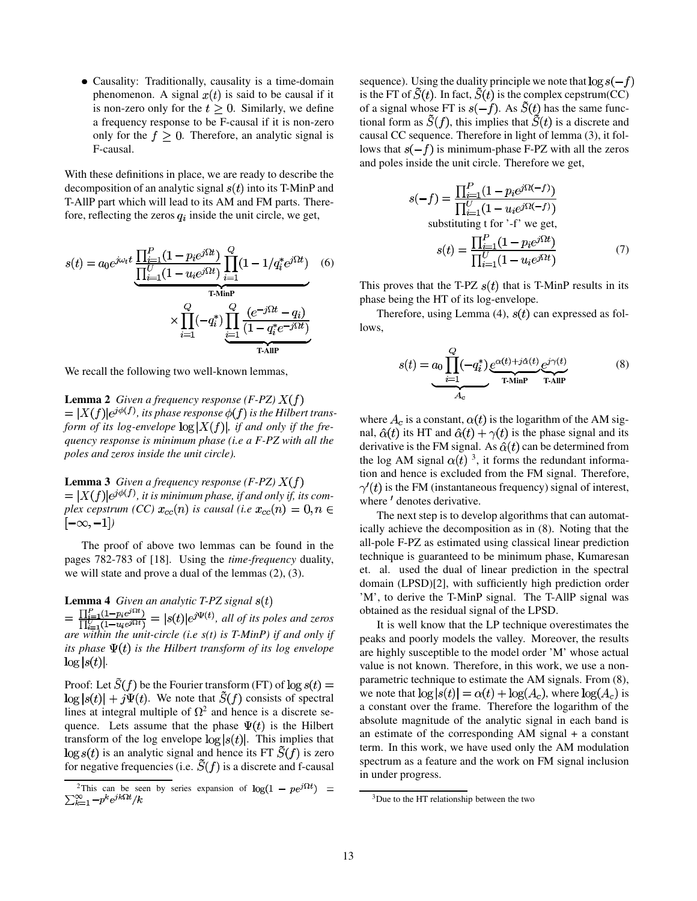- Causality: Traditionally, causality is a time-domain phenomenon. A signal $x(t)$ is said to be causal if it is non-zero only for the $t \geq 0$. Similarly, we define a frequency response to be F-causal if it is non-zero only for the $f \geq 0$. Therefore, an analytic signal is F-causal.

With these definitions in place, we are ready to describe the decomposition of an analytic signal $s(t)$ into its T-MinP and T-AllP part which will lead to its AM and FM parts. Therefore, reflecting the zeros $q_i$ inside the unit circle, we get,

$$s(t) = \underbrace{a_0 e^{j\omega_i t} \frac{\prod_{i=1}^{P}(1 - p_i e^{j\Omega t})}{\prod_{i=1}^{U}(1 - u_i e^{j\Omega t})} \prod_{i=1}^{Q}(1 - 1/q_i^* e^{j\Omega t})}_{\textbf{T-MinP}} \times \prod_{i=1}^{Q}(-q_i^*) \underbrace{\prod_{i=1}^{Q} \frac{(e^{-j\Omega t} - q_i)}{(1 - q_i^* e^{-j\Omega t})}}_{\textbf{T-AllP}} \quad (6)$$

We recall the following two well-known lemmas,

**Lemma 2** *Given a frequency response (F-PZ) $X(f) = |X(f)|e^{j\phi(f)}$, its phase response $\phi(f)$ is the Hilbert transform of its log-envelope $\log|X(f)|$, if and only if the frequency response is minimum phase (i.e a F-PZ with all the poles and zeros inside the unit circle).*

**Lemma 3** *Given a frequency response (F-PZ) $X(f) = |X(f)|e^{j\phi(f)}$, it is minimum phase, if and only if, its complex cepstrum (CC) $x_{cc}(n)$ is causal (i.e $x_{cc}(n) = 0, n \in [-\infty, -1]$)*

The proof of above two lemmas can be found in the pages 782-783 of [18]. Using the *time-frequency* duality, we will state and prove a dual of the lemmas (2), (3).

**Lemma 4** *Given an analytic T-PZ signal $s(t) = \frac{\prod_{i=1}^{P}(1-p_i e^{j\Omega t})}{\prod_{i=1}^{U}(1-u_i e^{j\Omega t})} = |s(t)|e^{j\Psi(t)}$, all of its poles and zeros are within the unit-circle (i.e s(t) is T-MinP) if and only if its phase $\Psi(t)$ is the Hilbert transform of its log envelope $\log|s(t)|$.*

Proof: Let $\tilde{S}(f)$ be the Fourier transform (FT) of $\log s(t) = \log|s(t)| + j\Psi(t)$. We note that $\tilde{S}(f)$ consists of spectral lines at integral multiple of $\Omega$[2] and hence is a discrete sequence. Lets assume that the phase $\Psi(t)$ is the Hilbert transform of the log envelope $\log|s(t)|$. This implies that $\log s(t)$ is an analytic signal and hence its FT $\tilde{S}(f)$ is zero for negative frequencies (i.e. $\tilde{S}(f)$ is a discrete and f-causal sequence). Using the duality principle we note that $\log s(-f)$ is the FT of $\tilde{S}(t)$. In fact, $\tilde{S}(t)$ is the complex cepstrum(CC) of a signal whose FT is $s(-f)$. As $\tilde{S}(t)$ has the same functional form as $\tilde{S}(f)$, this implies that $\tilde{S}(t)$ is a discrete and causal CC sequence. Therefore in light of lemma (3), it follows that $s(-f)$ is minimum-phase F-PZ with all the zeros and poles inside the unit circle. Therefore we get,

$$s(-f) = \frac{\prod_{i=1}^{P}(1 - p_i e^{j\Omega(-f)})}{\prod_{i=1}^{U}(1 - u_i e^{j\Omega(-f)})}$$

substituting t for '-f' we get,

$$s(t) = \frac{\prod_{i=1}^{P}(1 - p_i e^{j\Omega t})}{\prod_{i=1}^{U}(1 - u_i e^{j\Omega t})} \quad (7)$$

This proves that the T-PZ $s(t)$ that is T-MinP results in its phase being the HT of its log-envelope.

Therefore, using Lemma (4), $s(t)$ can expressed as follows,

$$s(t) = \underbrace{a_0 \prod_{i=1}^{Q}(-q_i^*)}_{A_c} \underbrace{e^{\alpha(t) + j\hat{\alpha}(t)}}_{\textbf{T-MinP}} \underbrace{e^{j\gamma(t)}}_{\textbf{T-AllP}} \quad (8)$$

where $A_c$ is a constant, $\alpha(t)$ is the logarithm of the AM signal, $\hat{\alpha}(t)$ its HT and $\hat{\alpha}(t) + \gamma(t)$ is the phase signal and its derivative is the FM signal. As $\hat{\alpha}(t)$ can be determined from the log AM signal $\alpha(t)$ [3], it forms the redundant information and hence is excluded from the FM signal. Therefore, $\gamma'(t)$ is the FM (instantaneous frequency) signal of interest, where $'$ denotes derivative.

The next step is to develop algorithms that can automatically achieve the decomposition as in (8). Noting that the all-pole F-PZ as estimated using classical linear prediction technique is guaranteed to be minimum phase, Kumaresan et. al. used the dual of linear prediction in the spectral domain (LPSD)[2], with sufficiently high prediction order 'M', to derive the T-MinP signal. The T-AllP signal was obtained as the residual signal of the LPSD.

It is well know that the LP technique overestimates the peaks and poorly models the valley. Moreover, the results are highly susceptible to the model order 'M' whose actual value is not known. Therefore, in this work, we use a non-parametric technique to estimate the AM signals. From (8), we note that $\log|s(t)| = \alpha(t) + \log(A_c)$, where $\log(A_c)$ is a constant over the frame. Therefore the logarithm of the absolute magnitude of the analytic signal in each band is an estimate of the corresponding AM signal + a constant term. In this work, we have used only the AM modulation spectrum as a feature and the work on FM signal inclusion in under progress.

[2] This can be seen by series expansion of $\log(1 - pe^{j\Omega t}) = \sum_{k=1}^{\infty} -p^k e^{jk\Omega t}/k$

[3] Due to the HT relationship between the two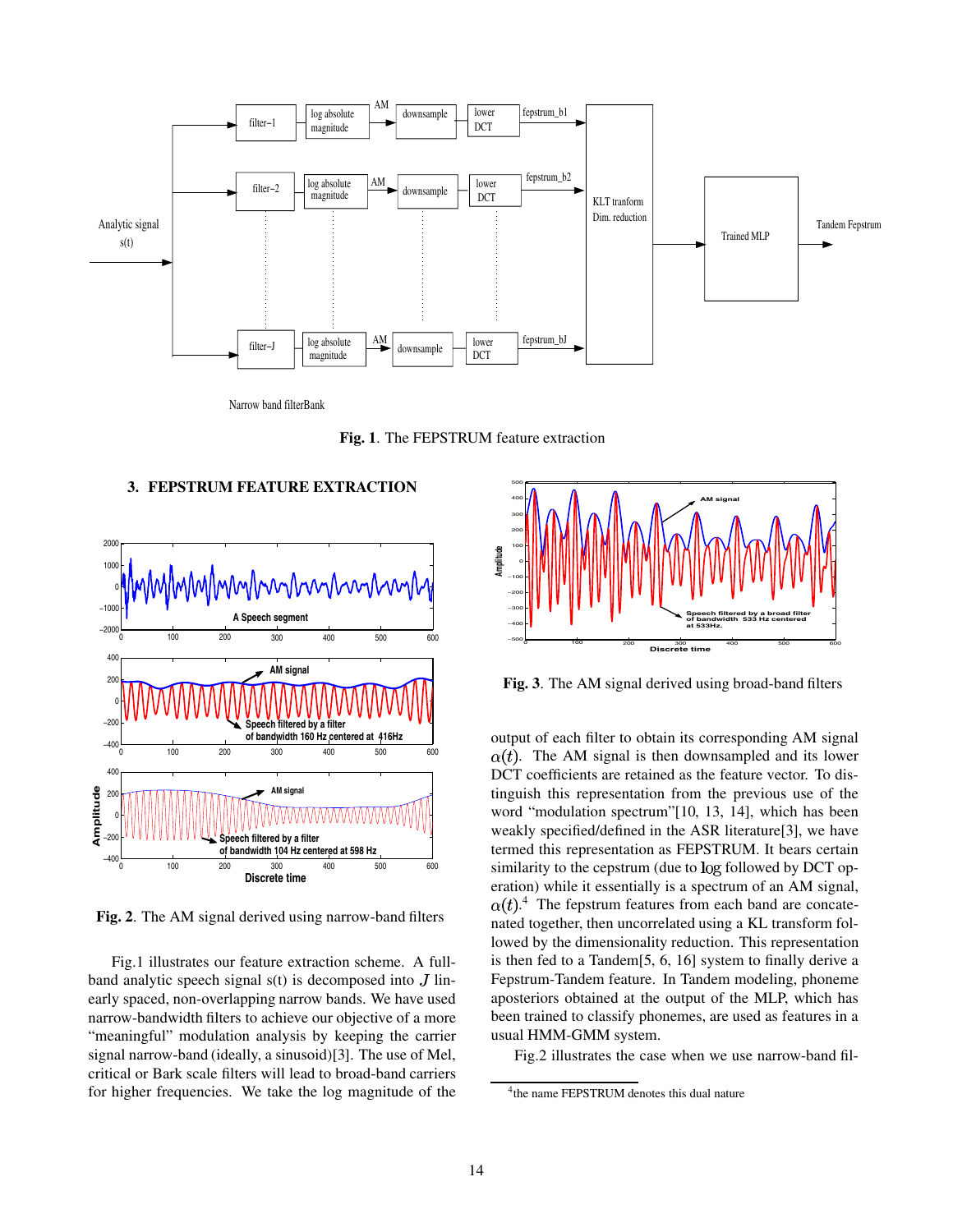Fig. 1. The FEPSTRUM feature extraction

## 3. FEPSTRUM FEATURE EXTRACTION

Fig. 2. The AM signal derived using narrow-band filters

Fig.1 illustrates our feature extraction scheme. A full-band analytic speech signal s(t) is decomposed into $J$ linearly spaced, non-overlapping narrow bands. We have used narrow-bandwidth filters to achieve our objective of a more "meaningful" modulation analysis by keeping the carrier signal narrow-band (ideally, a sinusoid)[3]. The use of Mel, critical or Bark scale filters will lead to broad-band carriers for higher frequencies. We take the log magnitude of the output of each filter to obtain its corresponding AM signal $\alpha(t)$. The AM signal is then downsampled and its lower DCT coefficients are retained as the feature vector. To distinguish this representation from the previous use of the word "modulation spectrum"[10, 13, 14], which has been weakly specified/defined in the ASR literature[3], we have termed this representation as FEPSTRUM. It bears certain similarity to the cepstrum (due to $\log$ followed by DCT operation) while it essentially is a spectrum of an AM signal, $\alpha(t)$.[4] The fepstrum features from each band are concatenated together, then uncorrelated using a KL transform followed by the dimensionality reduction. This representation is then fed to a Tandem[5, 6, 16] system to finally derive a Fepstrum-Tandem feature. In Tandem modeling, phoneme aposteriors obtained at the output of the MLP, which has been trained to classify phonemes, are used as features in a usual HMM-GMM system.

Fig. 3. The AM signal derived using broad-band filters

Fig.2 illustrates the case when we use narrow-band fil-

[4] the name FEPSTRUM denotes this dual nature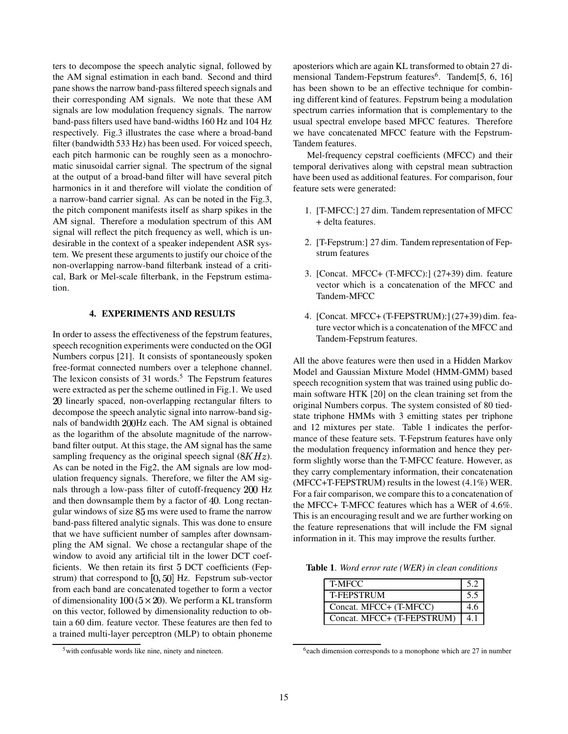ters to decompose the speech analytic signal, followed by the AM signal estimation in each band. Second and third pane shows the narrow band-pass filtered speech signals and their corresponding AM signals. We note that these AM signals are low modulation frequency signals. The narrow band-pass filters used have band-widths 160 Hz and 104 Hz respectively. Fig.3 illustrates the case where a broad-band filter (bandwidth 533 Hz) has been used. For voiced speech, each pitch harmonic can be roughly seen as a monochromatic sinusoidal carrier signal. The spectrum of the signal at the output of a broad-band filter will have several pitch harmonics in it and therefore will violate the condition of a narrow-band carrier signal. As can be noted in the Fig.3, the pitch component manifests itself as sharp spikes in the AM signal. Therefore a modulation spectrum of this AM signal will reflect the pitch frequency as well, which is undesirable in the context of a speaker independent ASR system. We present these arguments to justify our choice of the non-overlapping narrow-band filterbank instead of a critical, Bark or Mel-scale filterbank, in the Fepstrum estimation.

## 4. EXPERIMENTS AND RESULTS

In order to assess the effectiveness of the fepstrum features, speech recognition experiments were conducted on the OGI Numbers corpus [21]. It consists of spontaneously spoken free-format connected numbers over a telephone channel. The lexicon consists of 31 words.[5] The Fepstrum features were extracted as per the scheme outlined in Fig.1. We used $20$ linearly spaced, non-overlapping rectangular filters to decompose the speech analytic signal into narrow-band signals of bandwidth $200$Hz each. The AM signal is obtained as the logarithm of the absolute magnitude of the narrow-band filter output. At this stage, the AM signal has the same sampling frequency as the original speech signal ($8KHz$). As can be noted in the Fig2, the AM signals are low modulation frequency signals. Therefore, we filter the AM signals through a low-pass filter of cutoff-frequency $200$ Hz and then downsample them by a factor of $40$. Long rectangular windows of size $85$ ms were used to frame the narrow band-pass filtered analytic signals. This was done to ensure that we have sufficient number of samples after downsampling the AM signal. We chose a rectangular shape of the window to avoid any artificial tilt in the lower DCT coefficients. We then retain its first $5$ DCT coefficients (Fepstrum) that correspond to $[0, 50]$ Hz. Fepstrum sub-vector from each band are concatenated together to form a vector of dimensionality $100$ ($5 \times 20$). We perform a KL transform on this vector, followed by dimensionality reduction to obtain a 60 dim. feature vector. These features are then fed to a trained multi-layer perceptron (MLP) to obtain phoneme aposteriors which are again KL transformed to obtain 27 dimensional Tandem-Fepstrum features[6]. Tandem[5, 6, 16] has been shown to be an effective technique for combining different kind of features. Fepstrum being a modulation spectrum carries information that is complementary to the usual spectral envelope based MFCC features. Therefore we have concatenated MFCC feature with the Fepstrum-Tandem features.

Mel-frequency cepstral coefficients (MFCC) and their temporal derivatives along with cepstral mean subtraction have been used as additional features. For comparison, four feature sets were generated:

1. [T-MFCC:] 27 dim. Tandem representation of MFCC + delta features.
2. [T-Fepstrum:] 27 dim. Tandem representation of Fepstrum features
3. [Concat. MFCC+ (T-MFCC):] (27+39) dim. feature vector which is a concatenation of the MFCC and Tandem-MFCC
4. [Concat. MFCC+ (T-FEPSTRUM):] (27+39) dim. feature vector which is a concatenation of the MFCC and Tandem-Fepstrum features.

All the above features were then used in a Hidden Markov Model and Gaussian Mixture Model (HMM-GMM) based speech recognition system that was trained using public domain software HTK [20] on the clean training set from the original Numbers corpus. The system consisted of 80 tied-state triphone HMMs with 3 emitting states per triphone and 12 mixtures per state. Table 1 indicates the performance of these feature sets. T-Fepstrum features have only the modulation frequency information and hence they perform slightly worse than the T-MFCC feature. However, as they carry complementary information, their concatenation (MFCC+T-FEPSTRUM) results in the lowest (4.1%) WER. For a fair comparison, we compare this to a concatenation of the MFCC+ T-MFCC features which has a WER of 4.6%. This is an encouraging result and we are further working on the feature represenations that will include the FM signal information in it. This may improve the results further.

**Table 1**. *Word error rate (WER) in clean conditions*

| Feature | WER |
|---|---|
| T-MFCC | 5.2 |
| T-FEPSTRUM | 5.5 |
| Concat. MFCC+ (T-MFCC) | 4.6 |
| Concat. MFCC+ (T-FEPSTRUM) | 4.1 |

[5] with confusable words like nine, ninety and nineteen.

[6] each dimension corresponds to a monophone which are 27 in number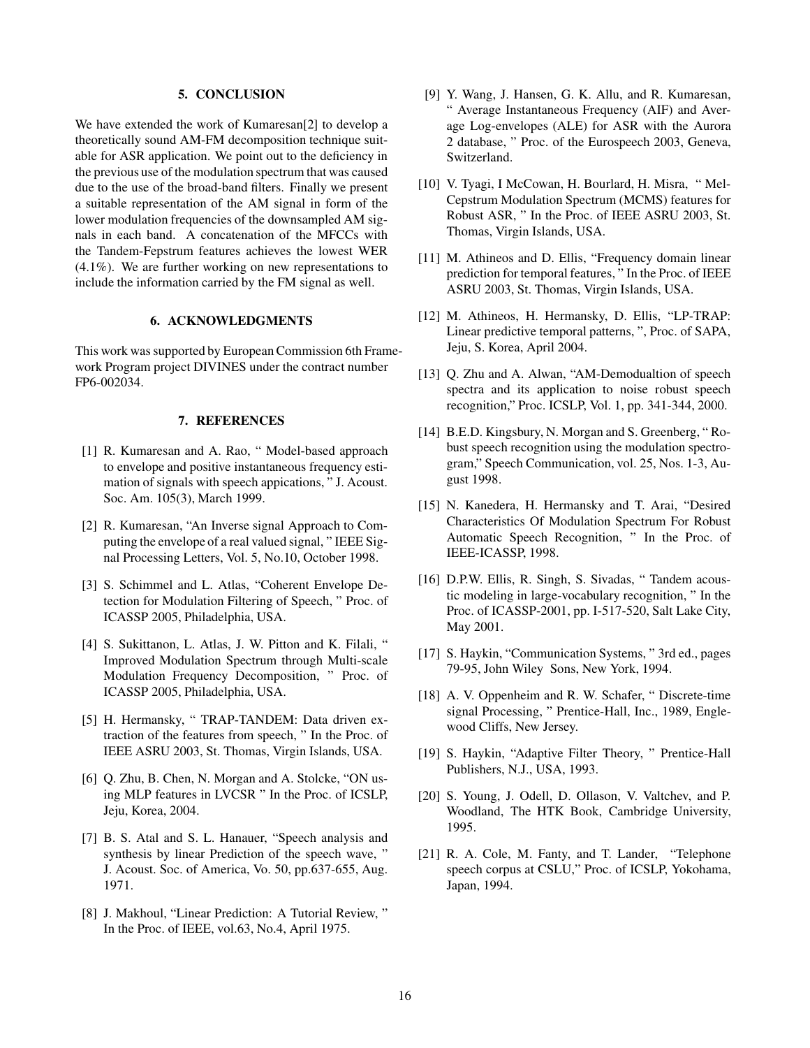## 5. CONCLUSION

We have extended the work of Kumaresan[2] to develop a theoretically sound AM-FM decomposition technique suitable for ASR application. We point out to the deficiency in the previous use of the modulation spectrum that was caused due to the use of the broad-band filters. Finally we present a suitable representation of the AM signal in form of the lower modulation frequencies of the downsampled AM signals in each band. A concatenation of the MFCCs with the Tandem-Fepstrum features achieves the lowest WER (4.1%). We are further working on new representations to include the information carried by the FM signal as well.

## 6. ACKNOWLEDGMENTS

This work was supported by European Commission 6th Framework Program project DIVINES under the contract number FP6-002034.

## 7. REFERENCES

[1] R. Kumaresan and A. Rao, " Model-based approach to envelope and positive instantaneous frequency estimation of signals with speech appications, " J. Acoust. Soc. Am. 105(3), March 1999.

[2] R. Kumaresan, "An Inverse signal Approach to Computing the envelope of a real valued signal, " IEEE Signal Processing Letters, Vol. 5, No.10, October 1998.

[3] S. Schimmel and L. Atlas, "Coherent Envelope Detection for Modulation Filtering of Speech, " Proc. of ICASSP 2005, Philadelphia, USA.

[4] S. Sukittanon, L. Atlas, J. W. Pitton and K. Filali, " Improved Modulation Spectrum through Multi-scale Modulation Frequency Decomposition, " Proc. of ICASSP 2005, Philadelphia, USA.

[5] H. Hermansky, " TRAP-TANDEM: Data driven extraction of the features from speech, " In the Proc. of IEEE ASRU 2003, St. Thomas, Virgin Islands, USA.

[6] Q. Zhu, B. Chen, N. Morgan and A. Stolcke, "ON using MLP features in LVCSR " In the Proc. of ICSLP, Jeju, Korea, 2004.

[7] B. S. Atal and S. L. Hanauer, "Speech analysis and synthesis by linear Prediction of the speech wave, " J. Acoust. Soc. of America, Vo. 50, pp.637-655, Aug. 1971.

[8] J. Makhoul, "Linear Prediction: A Tutorial Review, " In the Proc. of IEEE, vol.63, No.4, April 1975.

[9] Y. Wang, J. Hansen, G. K. Allu, and R. Kumaresan, " Average Instantaneous Frequency (AIF) and Average Log-envelopes (ALE) for ASR with the Aurora 2 database, " Proc. of the Eurospeech 2003, Geneva, Switzerland.

[10] V. Tyagi, I McCowan, H. Bourlard, H. Misra, " Mel-Cepstrum Modulation Spectrum (MCMS) features for Robust ASR, " In the Proc. of IEEE ASRU 2003, St. Thomas, Virgin Islands, USA.

[11] M. Athineos and D. Ellis, "Frequency domain linear prediction for temporal features, " In the Proc. of IEEE ASRU 2003, St. Thomas, Virgin Islands, USA.

[12] M. Athineos, H. Hermansky, D. Ellis, "LP-TRAP: Linear predictive temporal patterns, ", Proc. of SAPA, Jeju, S. Korea, April 2004.

[13] Q. Zhu and A. Alwan, "AM-Demodualtion of speech spectra and its application to noise robust speech recognition," Proc. ICSLP, Vol. 1, pp. 341-344, 2000.

[14] B.E.D. Kingsbury, N. Morgan and S. Greenberg, " Robust speech recognition using the modulation spectrogram," Speech Communication, vol. 25, Nos. 1-3, August 1998.

[15] N. Kanedera, H. Hermansky and T. Arai, "Desired Characteristics Of Modulation Spectrum For Robust Automatic Speech Recognition, " In the Proc. of IEEE-ICASSP, 1998.

[16] D.P.W. Ellis, R. Singh, S. Sivadas, " Tandem acoustic modeling in large-vocabulary recognition, " In the Proc. of ICASSP-2001, pp. I-517-520, Salt Lake City, May 2001.

[17] S. Haykin, "Communication Systems, " 3rd ed., pages 79-95, John Wiley Sons, New York, 1994.

[18] A. V. Oppenheim and R. W. Schafer, " Discrete-time signal Processing, " Prentice-Hall, Inc., 1989, Englewood Cliffs, New Jersey.

[19] S. Haykin, "Adaptive Filter Theory, " Prentice-Hall Publishers, N.J., USA, 1993.

[20] S. Young, J. Odell, D. Ollason, V. Valtchev, and P. Woodland, The HTK Book, Cambridge University, 1995.

[21] R. A. Cole, M. Fanty, and T. Lander, "Telephone speech corpus at CSLU," Proc. of ICSLP, Yokohama, Japan, 1994.